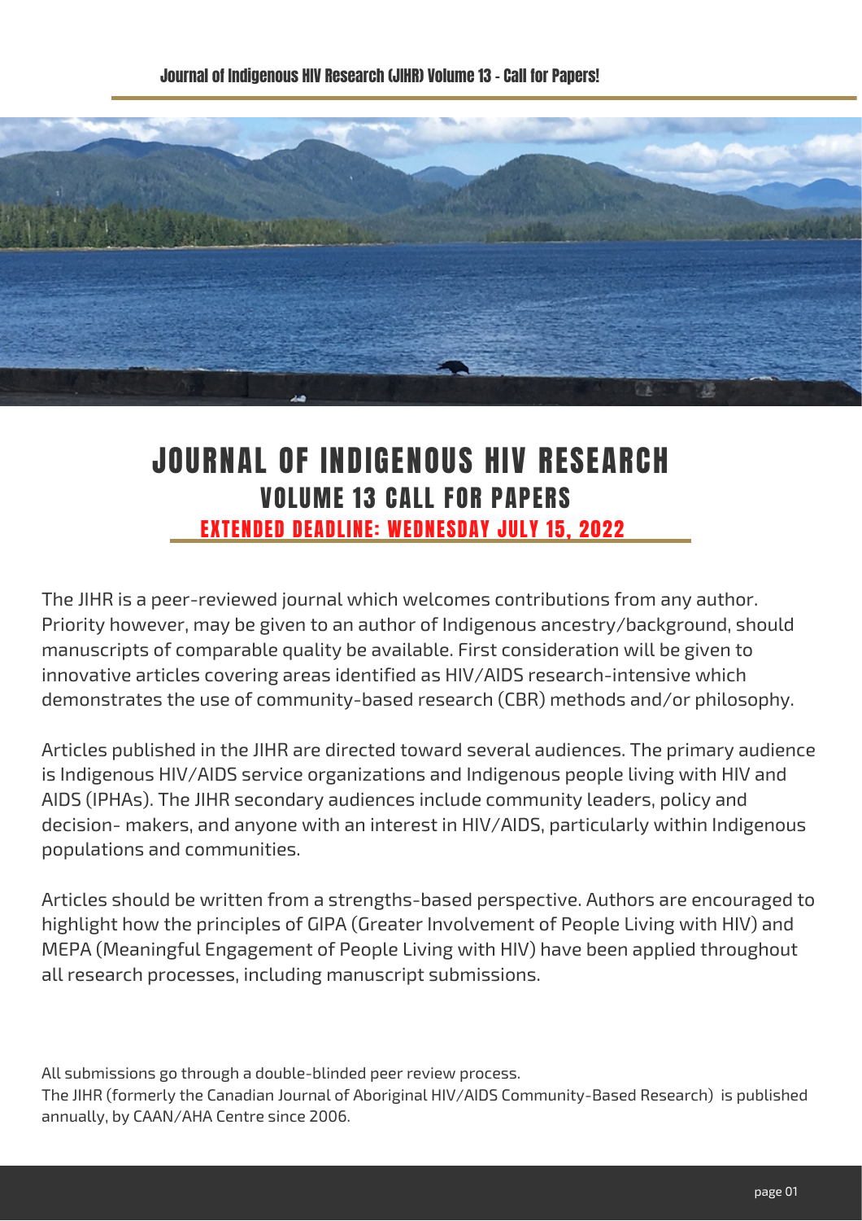# JOURNAL OF INDIGENOUS HIV RESEARCH

## VOLUME 13 CALL FOR PAPERS

### EXTENDED DEADLINE: WEDNESDAY JULY 15, 2022

The JIHR is a peer-reviewed journal which welcomes contributions from any author. Priority however, may be given to an author of Indigenous ancestry/background, should manuscripts of comparable quality be available. First consideration will be given to innovative articles covering areas identified as HIV/AIDS research-intensive which demonstrates the use of community-based research (CBR) methods and/or philosophy.

Articles published in the JIHR are directed toward several audiences. The primary audience is Indigenous HIV/AIDS service organizations and Indigenous people living with HIV and AIDS (IPHAs). The JIHR secondary audiences include community leaders, policy and decision- makers, and anyone with an interest in HIV/AIDS, particularly within Indigenous populations and communities.

Articles should be written from a strengths-based perspective. Authors are encouraged to highlight how the principles of GIPA (Greater Involvement of People Living with HIV) and MEPA (Meaningful Engagement of People Living with HIV) have been applied throughout all research processes, including manuscript submissions.

All submissions go through a double-blinded peer review process.
The JIHR (formerly the Canadian Journal of Aboriginal HIV/AIDS Community-Based Research) is published annually, by CAAN/AHA Centre since 2006.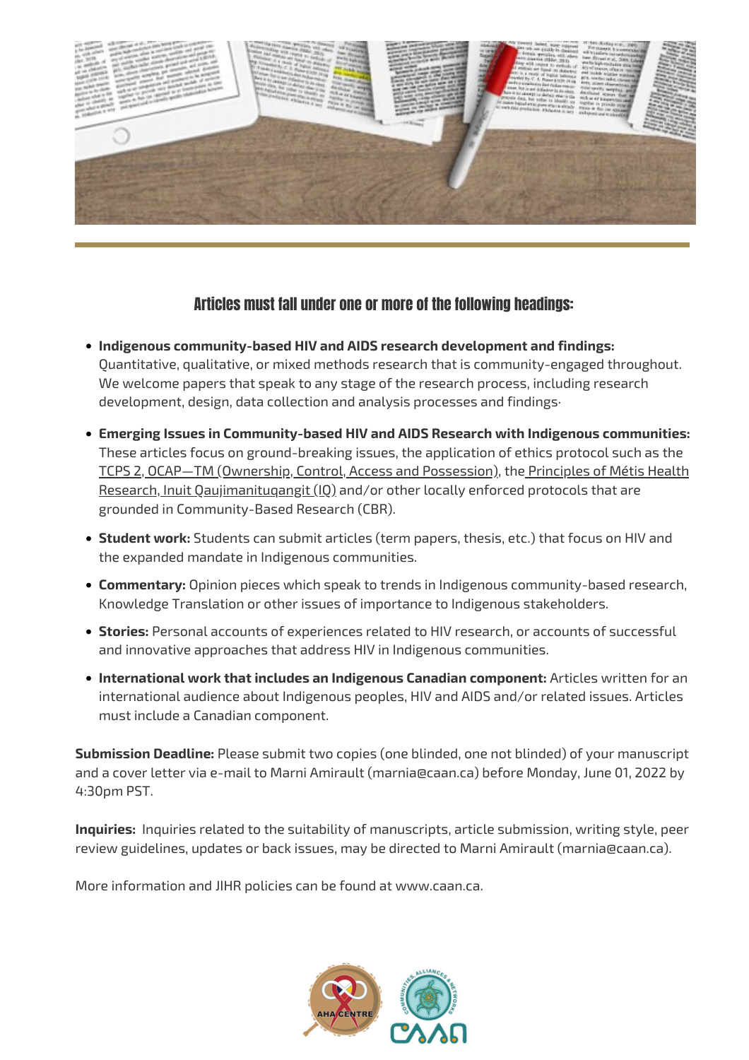## Articles must fall under one or more of the following headings:

- **Indigenous community-based HIV and AIDS research development and findings:** Quantitative, qualitative, or mixed methods research that is community-engaged throughout. We welcome papers that speak to any stage of the research process, including research development, design, data collection and analysis processes and findings.
- **Emerging Issues in Community-based HIV and AIDS Research with Indigenous communities:** These articles focus on ground-breaking issues, the application of ethics protocol such as the TCPS 2, OCAP—TM (Ownership, Control, Access and Possession), the Principles of Métis Health Research, Inuit Qaujimanituqangit (IQ) and/or other locally enforced protocols that are grounded in Community-Based Research (CBR).
- **Student work:** Students can submit articles (term papers, thesis, etc.) that focus on HIV and the expanded mandate in Indigenous communities.
- **Commentary:** Opinion pieces which speak to trends in Indigenous community-based research, Knowledge Translation or other issues of importance to Indigenous stakeholders.
- **Stories:** Personal accounts of experiences related to HIV research, or accounts of successful and innovative approaches that address HIV in Indigenous communities.
- **International work that includes an Indigenous Canadian component:** Articles written for an international audience about Indigenous peoples, HIV and AIDS and/or related issues. Articles must include a Canadian component.

**Submission Deadline:** Please submit two copies (one blinded, one not blinded) of your manuscript and a cover letter via e-mail to Marni Amirault (marnia@caan.ca) before Monday, June 01, 2022 by 4:30pm PST.

**Inquiries:** Inquiries related to the suitability of manuscripts, article submission, writing style, peer review guidelines, updates or back issues, may be directed to Marni Amirault (marnia@caan.ca).

More information and JIHR policies can be found at www.caan.ca.